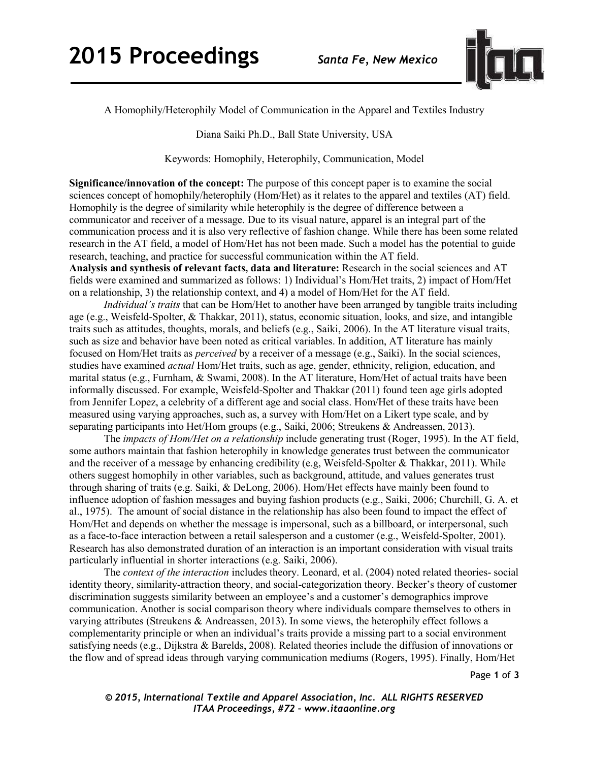A Homophily/Heterophily Model of Communication in the Apparel and Textiles Industry

Diana Saiki Ph.D., Ball State University, USA

Keywords: Homophily, Heterophily, Communication, Model

**Significance/innovation of the concept:** The purpose of this concept paper is to examine the social sciences concept of homophily/heterophily (Hom/Het) as it relates to the apparel and textiles (AT) field. Homophily is the degree of similarity while heterophily is the degree of difference between a communicator and receiver of a message. Due to its visual nature, apparel is an integral part of the communication process and it is also very reflective of fashion change. While there has been some related research in the AT field, a model of Hom/Het has not been made. Such a model has the potential to guide research, teaching, and practice for successful communication within the AT field.

**Analysis and synthesis of relevant facts, data and literature:** Research in the social sciences and AT fields were examined and summarized as follows: 1) Individual's Hom/Het traits, 2) impact of Hom/Het on a relationship, 3) the relationship context, and 4) a model of Hom/Het for the AT field.

*Individual's traits* that can be Hom/Het to another have been arranged by tangible traits including age (e.g., Weisfeld-Spolter, & Thakkar, 2011), status, economic situation, looks, and size, and intangible traits such as attitudes, thoughts, morals, and beliefs (e.g., Saiki, 2006). In the AT literature visual traits, such as size and behavior have been noted as critical variables. In addition, AT literature has mainly focused on Hom/Het traits as *perceived* by a receiver of a message (e.g., Saiki). In the social sciences, studies have examined *actual* Hom/Het traits, such as age, gender, ethnicity, religion, education, and marital status (e.g., Furnham, & Swami, 2008). In the AT literature, Hom/Het of actual traits have been informally discussed. For example, Weisfeld-Spolter and Thakkar (2011) found teen age girls adopted from Jennifer Lopez, a celebrity of a different age and social class. Hom/Het of these traits have been measured using varying approaches, such as, a survey with Hom/Het on a Likert type scale, and by separating participants into Het/Hom groups (e.g., Saiki, 2006; Streukens & Andreassen, 2013).

The *impacts of Hom/Het on a relationship* include generating trust (Roger, 1995). In the AT field, some authors maintain that fashion heterophily in knowledge generates trust between the communicator and the receiver of a message by enhancing credibility (e.g, Weisfeld-Spolter & Thakkar, 2011). While others suggest homophily in other variables, such as background, attitude, and values generates trust through sharing of traits (e.g. Saiki, & DeLong, 2006). Hom/Het effects have mainly been found to influence adoption of fashion messages and buying fashion products (e.g., Saiki, 2006; Churchill, G. A. et al., 1975). The amount of social distance in the relationship has also been found to impact the effect of Hom/Het and depends on whether the message is impersonal, such as a billboard, or interpersonal, such as a face-to-face interaction between a retail salesperson and a customer (e.g., Weisfeld-Spolter, 2001). Research has also demonstrated duration of an interaction is an important consideration with visual traits particularly influential in shorter interactions (e.g. Saiki, 2006).

The *context of the interaction* includes theory. Leonard, et al. (2004) noted related theories- social identity theory, similarity-attraction theory, and social-categorization theory. Becker's theory of customer discrimination suggests similarity between an employee's and a customer's demographics improve communication. Another is social comparison theory where individuals compare themselves to others in varying attributes (Streukens & Andreassen, 2013). In some views, the heterophily effect follows a complementarity principle or when an individual's traits provide a missing part to a social environment satisfying needs (e.g., Dijkstra & Barelds, 2008). Related theories include the diffusion of innovations or the flow and of spread ideas through varying communication mediums (Rogers, 1995). Finally, Hom/Het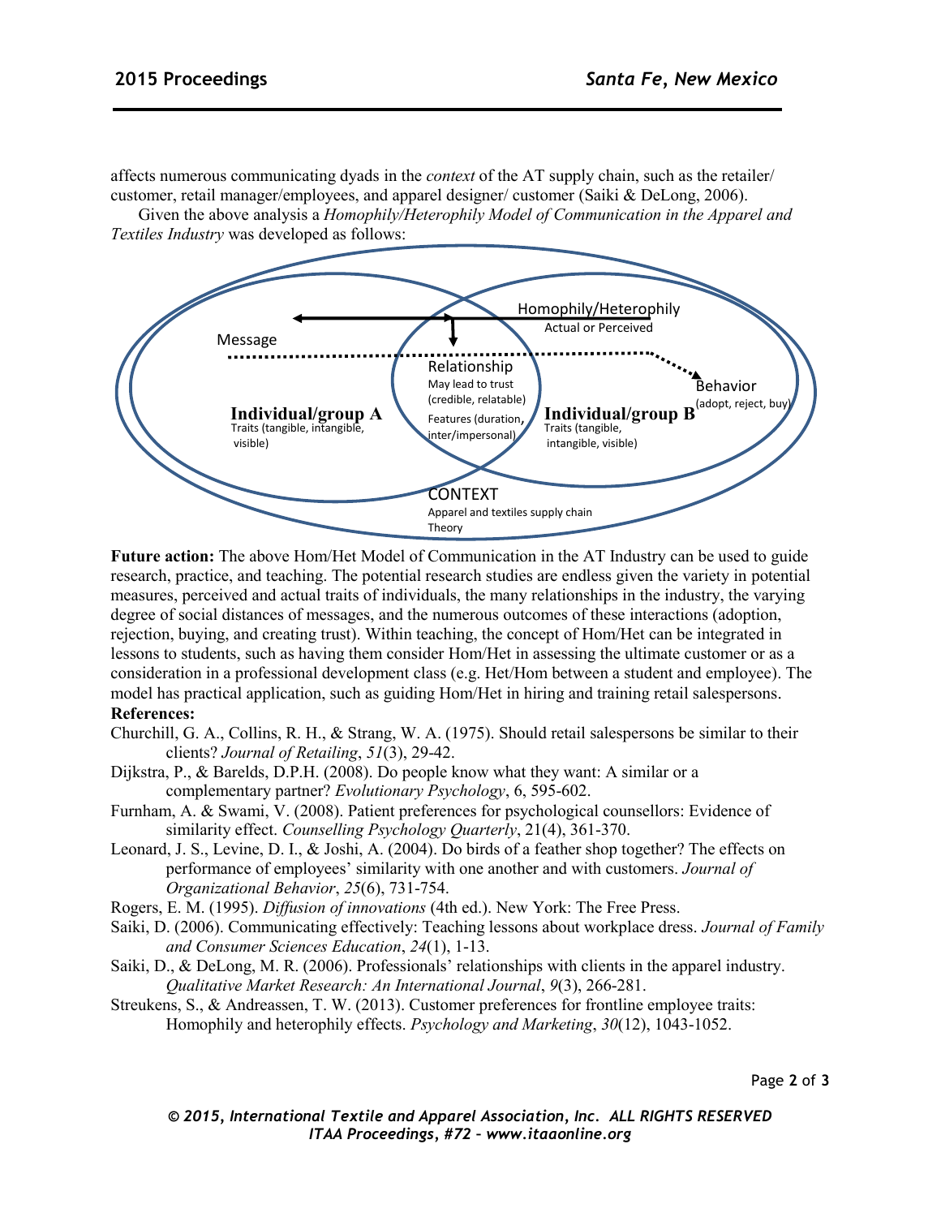affects numerous communicating dyads in the *context* of the AT supply chain, such as the retailer/ customer, retail manager/employees, and apparel designer/ customer (Saiki & DeLong, 2006).

Given the above analysis a *Homophily/Heterophily Model of Communication in the Apparel and Textiles Industry* was developed as follows:

Homophily/Heterophily
Actual or Perceived

Message

Relationship
May lead to trust (credible, relatable)
Features (duration, inter/impersonal)

Behavior
(adopt, reject, buy)

**Individual/group A**
Traits (tangible, intangible, visible)

**Individual/group B**
Traits (tangible, intangible, visible)

CONTEXT
Apparel and textiles supply chain
Theory

**Future action:** The above Hom/Het Model of Communication in the AT Industry can be used to guide research, practice, and teaching. The potential research studies are endless given the variety in potential measures, perceived and actual traits of individuals, the many relationships in the industry, the varying degree of social distances of messages, and the numerous outcomes of these interactions (adoption, rejection, buying, and creating trust). Within teaching, the concept of Hom/Het can be integrated in lessons to students, such as having them consider Hom/Het in assessing the ultimate customer or as a consideration in a professional development class (e.g. Het/Hom between a student and employee). The model has practical application, such as guiding Hom/Het in hiring and training retail salespersons.

**References:**

Churchill, G. A., Collins, R. H., & Strang, W. A. (1975). Should retail salespersons be similar to their clients? *Journal of Retailing*, *51*(3), 29-42.

Dijkstra, P., & Barelds, D.P.H. (2008). Do people know what they want: A similar or a complementary partner? *Evolutionary Psychology*, 6, 595-602.

Furnham, A. & Swami, V. (2008). Patient preferences for psychological counsellors: Evidence of similarity effect. *Counselling Psychology Quarterly*, 21(4), 361-370.

Leonard, J. S., Levine, D. I., & Joshi, A. (2004). Do birds of a feather shop together? The effects on performance of employees' similarity with one another and with customers. *Journal of Organizational Behavior*, *25*(6), 731-754.

Rogers, E. M. (1995). *Diffusion of innovations* (4th ed.). New York: The Free Press.

Saiki, D. (2006). Communicating effectively: Teaching lessons about workplace dress. *Journal of Family and Consumer Sciences Education*, *24*(1), 1-13.

Saiki, D., & DeLong, M. R. (2006). Professionals' relationships with clients in the apparel industry. *Qualitative Market Research: An International Journal*, *9*(3), 266-281.

Streukens, S., & Andreassen, T. W. (2013). Customer preferences for frontline employee traits: Homophily and heterophily effects. *Psychology and Marketing*, *30*(12), 1043-1052.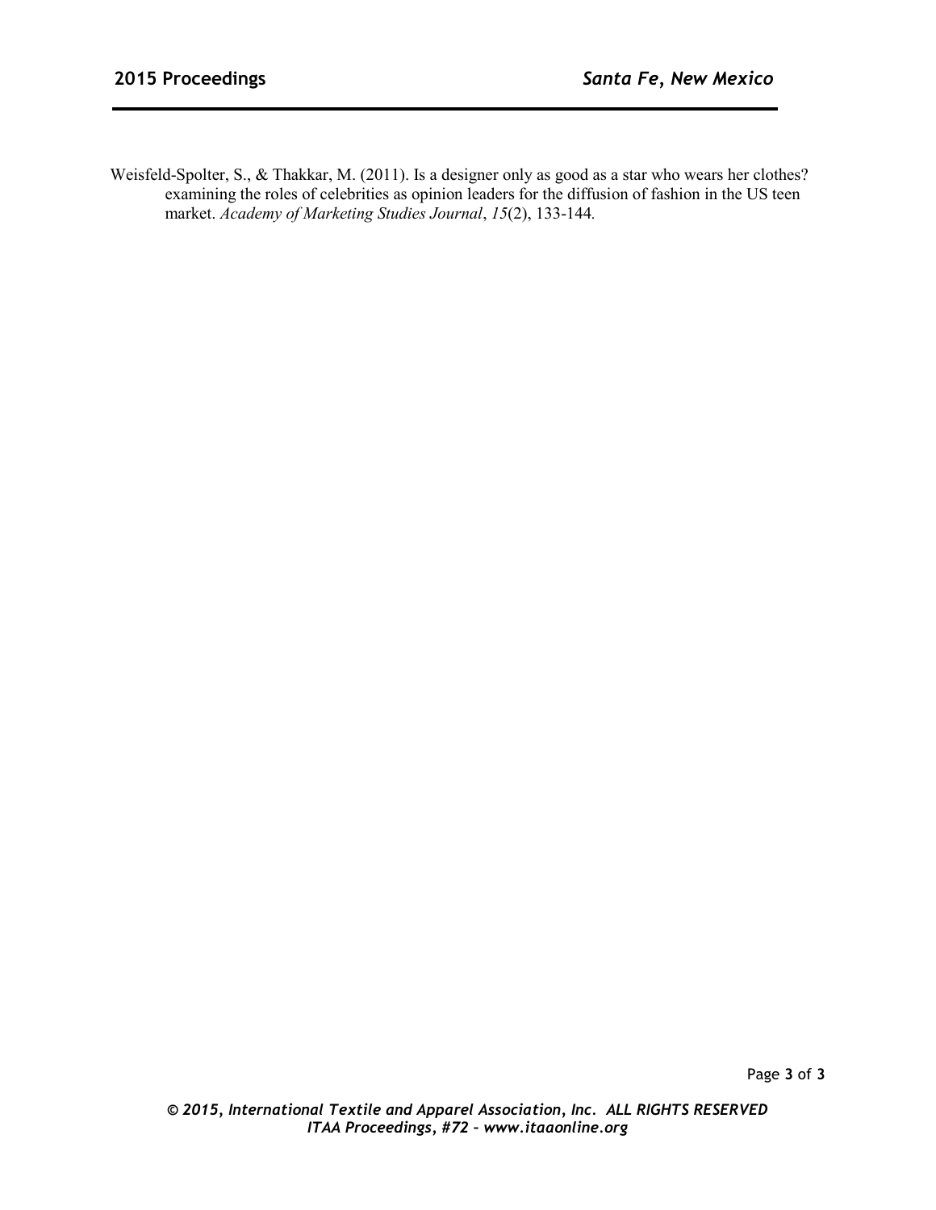Weisfeld-Spolter, S., & Thakkar, M. (2011). Is a designer only as good as a star who wears her clothes? examining the roles of celebrities as opinion leaders for the diffusion of fashion in the US teen market. *Academy of Marketing Studies Journal*, *15*(2), 133-144.